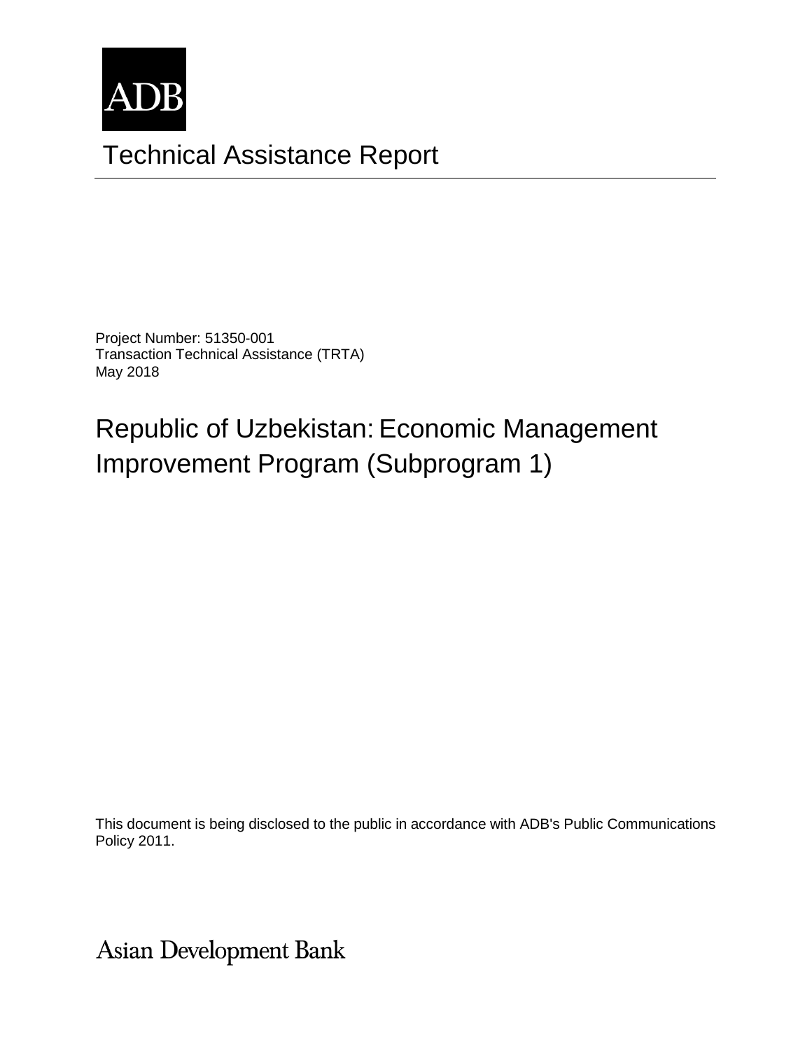ADB

# Technical Assistance Report

Project Number: 51350-001
Transaction Technical Assistance (TRTA)
May 2018

## Republic of Uzbekistan: Economic Management Improvement Program (Subprogram 1)

This document is being disclosed to the public in accordance with ADB's Public Communications Policy 2011.

Asian Development Bank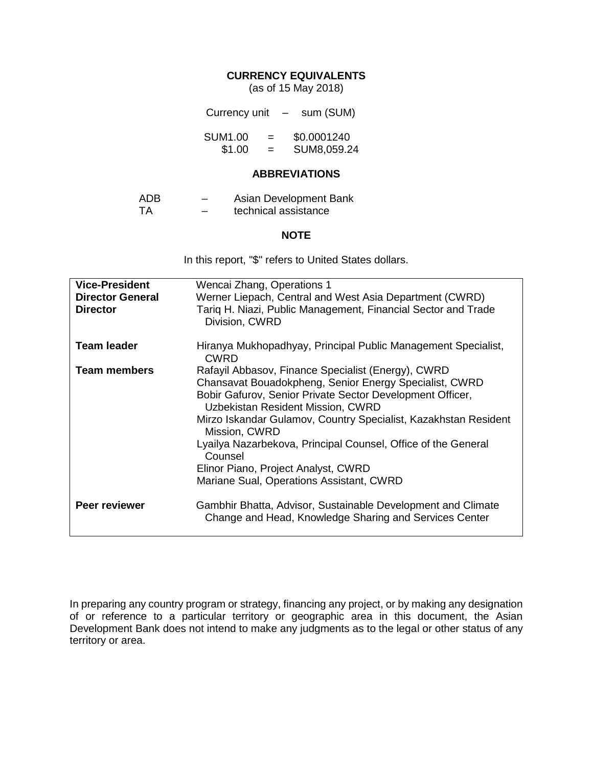## CURRENCY EQUIVALENTS

(as of 15 May 2018)

Currency unit – sum (SUM)

| | | |
|---|---|---|
| SUM1.00 | = | $0.0001240 |
| $1.00 | = | SUM8,059.24 |

## ABBREVIATIONS

| | | |
|---|---|---|
| ADB | – | Asian Development Bank |
| TA | – | technical assistance |

## NOTE

In this report, "$" refers to United States dollars.

| | |
|---|---|
| **Vice-President** | Wencai Zhang, Operations 1 |
| **Director General** | Werner Liepach, Central and West Asia Department (CWRD) |
| **Director** | Tariq H. Niazi, Public Management, Financial Sector and Trade Division, CWRD |
| **Team leader** | Hiranya Mukhopadhyay, Principal Public Management Specialist, CWRD |
| **Team members** | Rafayil Abbasov, Finance Specialist (Energy), CWRD<br>Chansavat Bouadokpheng, Senior Energy Specialist, CWRD<br>Bobir Gafurov, Senior Private Sector Development Officer, Uzbekistan Resident Mission, CWRD<br>Mirzo Iskandar Gulamov, Country Specialist, Kazakhstan Resident Mission, CWRD<br>Lyailya Nazarbekova, Principal Counsel, Office of the General Counsel<br>Elinor Piano, Project Analyst, CWRD<br>Mariane Sual, Operations Assistant, CWRD |
| **Peer reviewer** | Gambhir Bhatta, Advisor, Sustainable Development and Climate Change and Head, Knowledge Sharing and Services Center |

In preparing any country program or strategy, financing any project, or by making any designation of or reference to a particular territory or geographic area in this document, the Asian Development Bank does not intend to make any judgments as to the legal or other status of any territory or area.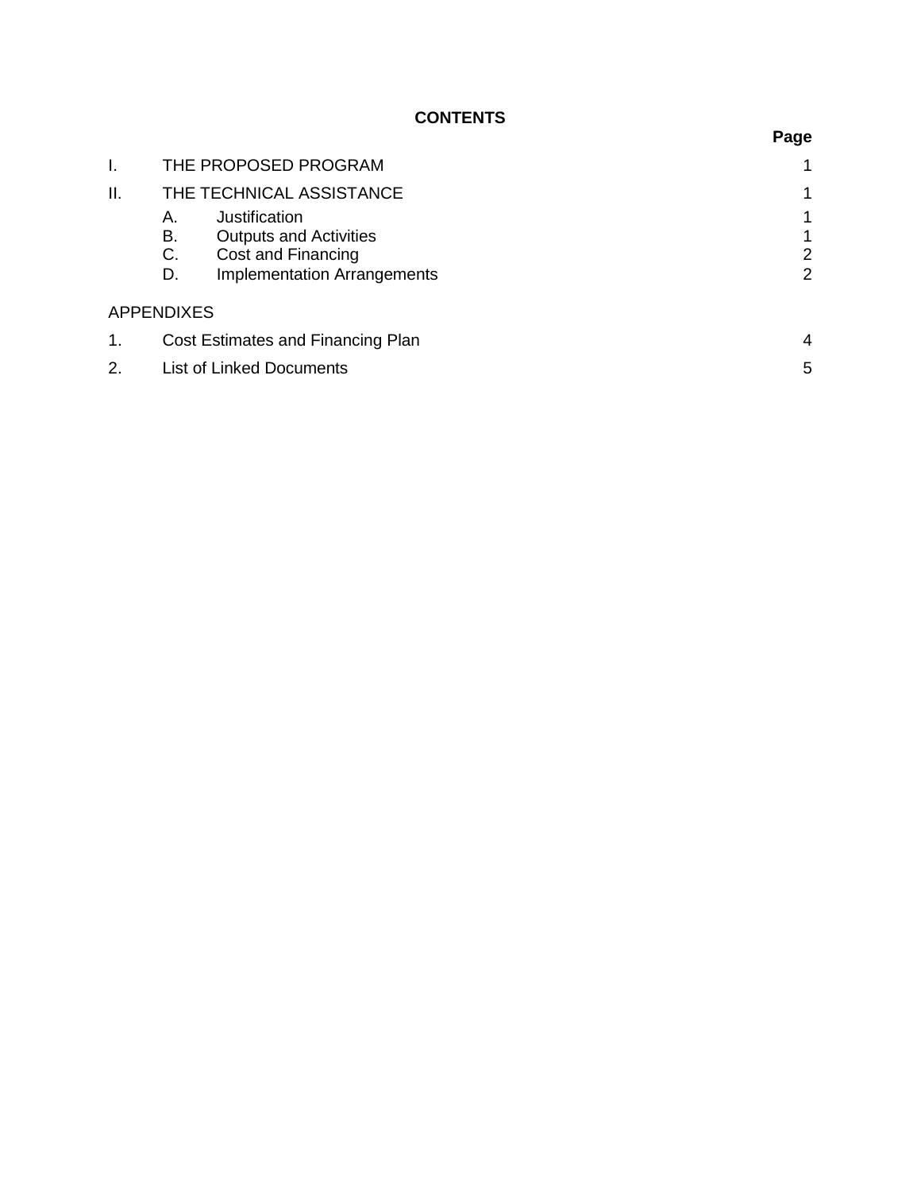**CONTENTS**

| | | Page |
|---|---|---|
| I. | THE PROPOSED PROGRAM | 1 |
| II. | THE TECHNICAL ASSISTANCE | 1 |
| | A. Justification | 1 |
| | B. Outputs and Activities | 1 |
| | C. Cost and Financing | 2 |
| | D. Implementation Arrangements | 2 |

APPENDIXES

| | | |
|---|---|---|
| 1. | Cost Estimates and Financing Plan | 4 |
| 2. | List of Linked Documents | 5 |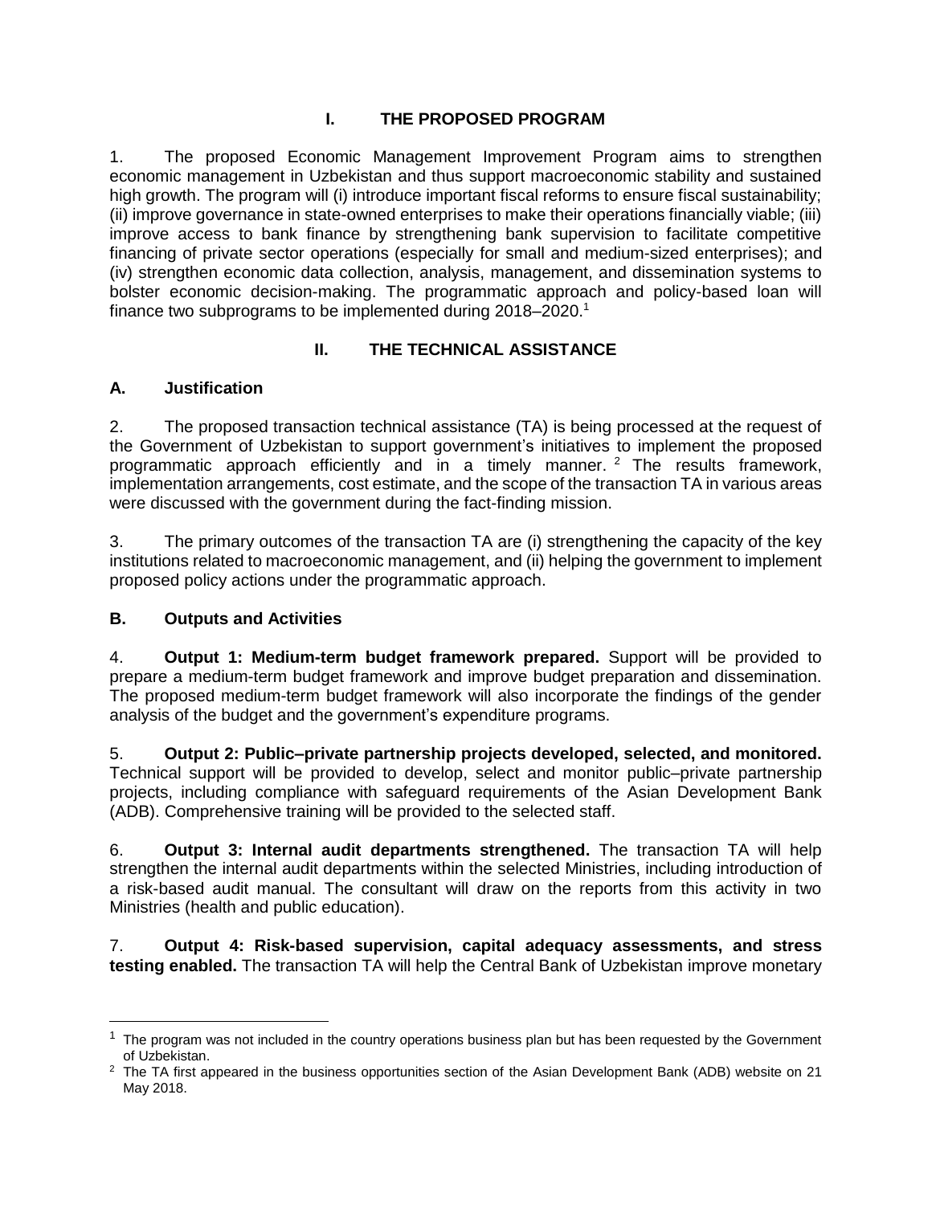# I. THE PROPOSED PROGRAM

1. The proposed Economic Management Improvement Program aims to strengthen economic management in Uzbekistan and thus support macroeconomic stability and sustained high growth. The program will (i) introduce important fiscal reforms to ensure fiscal sustainability; (ii) improve governance in state-owned enterprises to make their operations financially viable; (iii) improve access to bank finance by strengthening bank supervision to facilitate competitive financing of private sector operations (especially for small and medium-sized enterprises); and (iv) strengthen economic data collection, analysis, management, and dissemination systems to bolster economic decision-making. The programmatic approach and policy-based loan will finance two subprograms to be implemented during 2018–2020.[1]

# II. THE TECHNICAL ASSISTANCE

## A. Justification

2. The proposed transaction technical assistance (TA) is being processed at the request of the Government of Uzbekistan to support government's initiatives to implement the proposed programmatic approach efficiently and in a timely manner.[2] The results framework, implementation arrangements, cost estimate, and the scope of the transaction TA in various areas were discussed with the government during the fact-finding mission.

3. The primary outcomes of the transaction TA are (i) strengthening the capacity of the key institutions related to macroeconomic management, and (ii) helping the government to implement proposed policy actions under the programmatic approach.

## B. Outputs and Activities

4. **Output 1: Medium-term budget framework prepared.** Support will be provided to prepare a medium-term budget framework and improve budget preparation and dissemination. The proposed medium-term budget framework will also incorporate the findings of the gender analysis of the budget and the government's expenditure programs.

5. **Output 2: Public–private partnership projects developed, selected, and monitored.** Technical support will be provided to develop, select and monitor public–private partnership projects, including compliance with safeguard requirements of the Asian Development Bank (ADB). Comprehensive training will be provided to the selected staff.

6. **Output 3: Internal audit departments strengthened.** The transaction TA will help strengthen the internal audit departments within the selected Ministries, including introduction of a risk-based audit manual. The consultant will draw on the reports from this activity in two Ministries (health and public education).

7. **Output 4: Risk-based supervision, capital adequacy assessments, and stress testing enabled.** The transaction TA will help the Central Bank of Uzbekistan improve monetary

---

[1] The program was not included in the country operations business plan but has been requested by the Government of Uzbekistan.

[2] The TA first appeared in the business opportunities section of the Asian Development Bank (ADB) website on 21 May 2018.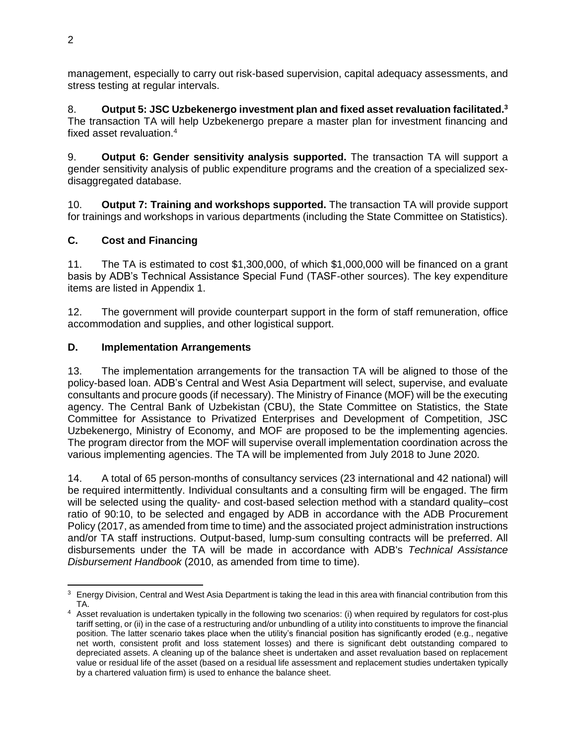management, especially to carry out risk-based supervision, capital adequacy assessments, and stress testing at regular intervals.

8. **Output 5: JSC Uzbekenergo investment plan and fixed asset revaluation facilitated.**[3] The transaction TA will help Uzbekenergo prepare a master plan for investment financing and fixed asset revaluation.[4]

9. **Output 6: Gender sensitivity analysis supported.** The transaction TA will support a gender sensitivity analysis of public expenditure programs and the creation of a specialized sex-disaggregated database.

10. **Output 7: Training and workshops supported.** The transaction TA will provide support for trainings and workshops in various departments (including the State Committee on Statistics).

### C. Cost and Financing

11. The TA is estimated to cost $1,300,000, of which $1,000,000 will be financed on a grant basis by ADB's Technical Assistance Special Fund (TASF-other sources). The key expenditure items are listed in Appendix 1.

12. The government will provide counterpart support in the form of staff remuneration, office accommodation and supplies, and other logistical support.

### D. Implementation Arrangements

13. The implementation arrangements for the transaction TA will be aligned to those of the policy-based loan. ADB's Central and West Asia Department will select, supervise, and evaluate consultants and procure goods (if necessary). The Ministry of Finance (MOF) will be the executing agency. The Central Bank of Uzbekistan (CBU), the State Committee on Statistics, the State Committee for Assistance to Privatized Enterprises and Development of Competition, JSC Uzbekenergo, Ministry of Economy, and MOF are proposed to be the implementing agencies. The program director from the MOF will supervise overall implementation coordination across the various implementing agencies. The TA will be implemented from July 2018 to June 2020.

14. A total of 65 person-months of consultancy services (23 international and 42 national) will be required intermittently. Individual consultants and a consulting firm will be engaged. The firm will be selected using the quality- and cost-based selection method with a standard quality–cost ratio of 90:10, to be selected and engaged by ADB in accordance with the ADB Procurement Policy (2017, as amended from time to time) and the associated project administration instructions and/or TA staff instructions. Output-based, lump-sum consulting contracts will be preferred. All disbursements under the TA will be made in accordance with ADB's *Technical Assistance Disbursement Handbook* (2010, as amended from time to time).

---

[3] Energy Division, Central and West Asia Department is taking the lead in this area with financial contribution from this TA.

[4] Asset revaluation is undertaken typically in the following two scenarios: (i) when required by regulators for cost-plus tariff setting, or (ii) in the case of a restructuring and/or unbundling of a utility into constituents to improve the financial position. The latter scenario takes place when the utility's financial position has significantly eroded (e.g., negative net worth, consistent profit and loss statement losses) and there is significant debt outstanding compared to depreciated assets. A cleaning up of the balance sheet is undertaken and asset revaluation based on replacement value or residual life of the asset (based on a residual life assessment and replacement studies undertaken typically by a chartered valuation firm) is used to enhance the balance sheet.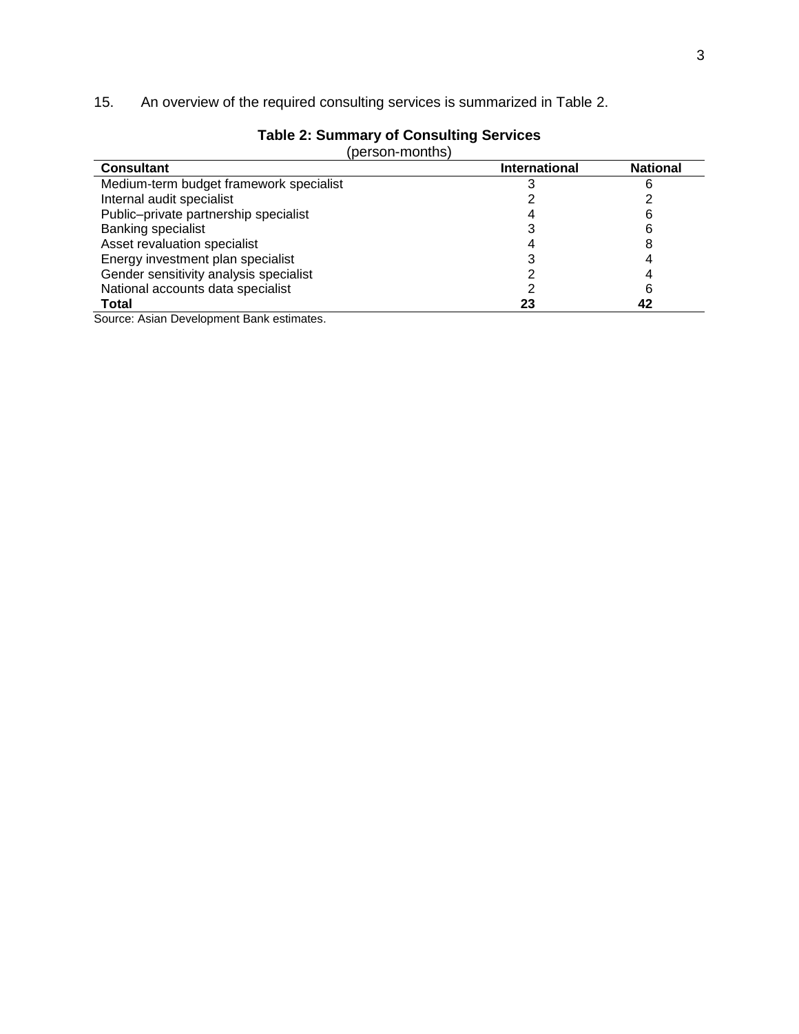15. An overview of the required consulting services is summarized in Table 2.

**Table 2: Summary of Consulting Services**
(person-months)

| Consultant | International | National |
|---|---|---|
| Medium-term budget framework specialist | 3 | 6 |
| Internal audit specialist | 2 | 2 |
| Public–private partnership specialist | 4 | 6 |
| Banking specialist | 3 | 6 |
| Asset revaluation specialist | 4 | 8 |
| Energy investment plan specialist | 3 | 4 |
| Gender sensitivity analysis specialist | 2 | 4 |
| National accounts data specialist | 2 | 6 |
| **Total** | **23** | **42** |

Source: Asian Development Bank estimates.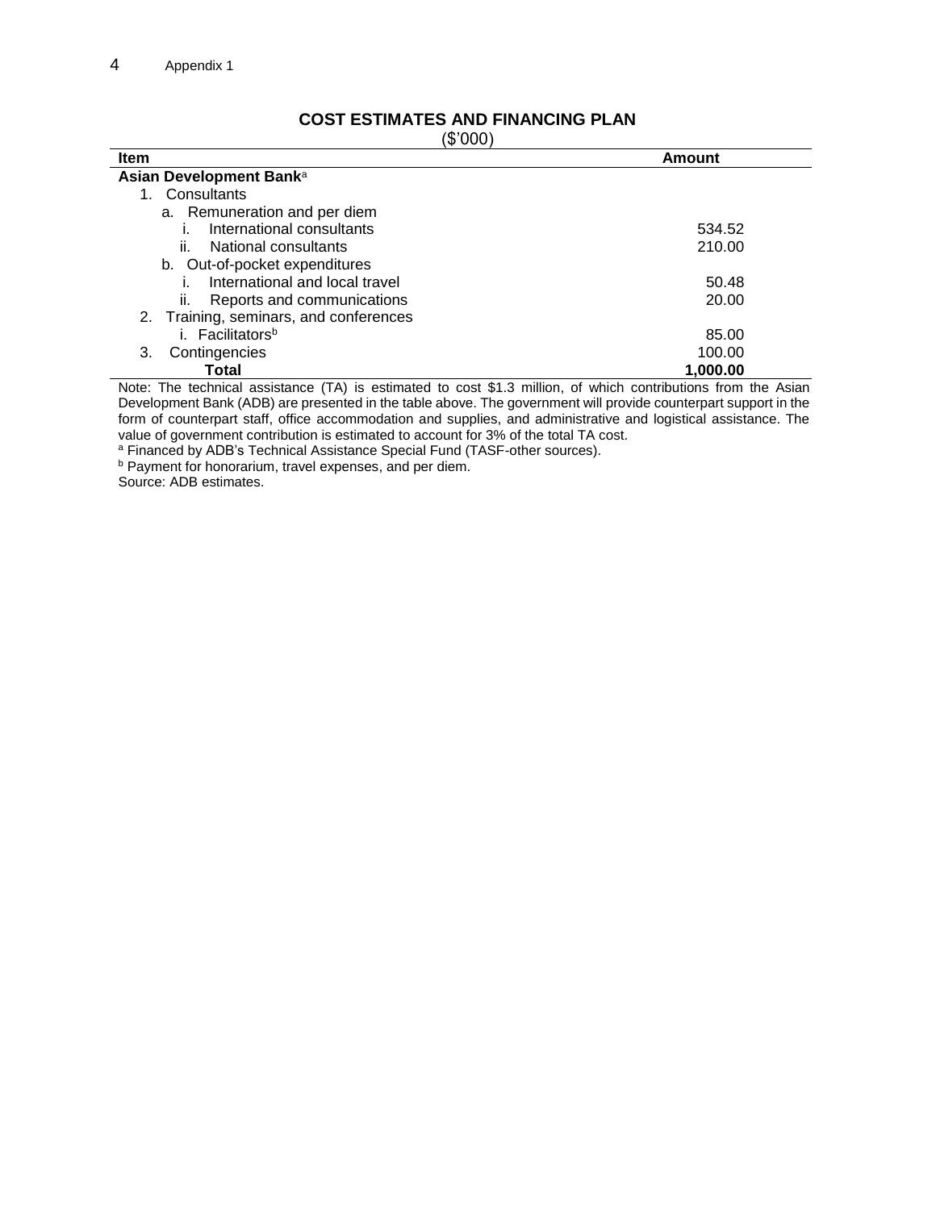## COST ESTIMATES AND FINANCING PLAN

($'000)

| Item | Amount |
| --- | --- |
| **Asian Development Bank**[a] | |
| 1. Consultants | |
| a. Remuneration and per diem | |
| i. International consultants | 534.52 |
| ii. National consultants | 210.00 |
| b. Out-of-pocket expenditures | |
| i. International and local travel | 50.48 |
| ii. Reports and communications | 20.00 |
| 2. Training, seminars, and conferences | |
| i. Facilitators[b] | 85.00 |
| 3. Contingencies | 100.00 |
| **Total** | **1,000.00** |

Note: The technical assistance (TA) is estimated to cost $1.3 million, of which contributions from the Asian Development Bank (ADB) are presented in the table above. The government will provide counterpart support in the form of counterpart staff, office accommodation and supplies, and administrative and logistical assistance. The value of government contribution is estimated to account for 3% of the total TA cost.

[a] Financed by ADB's Technical Assistance Special Fund (TASF-other sources).

[b] Payment for honorarium, travel expenses, and per diem.

Source: ADB estimates.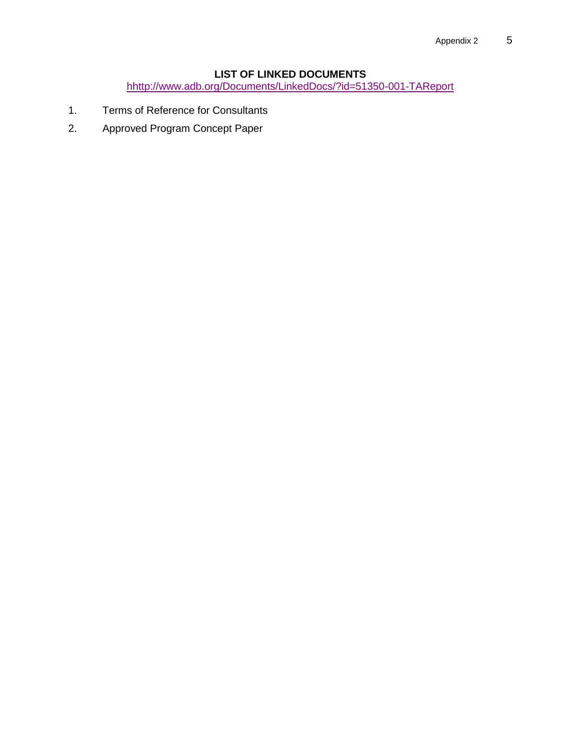**LIST OF LINKED DOCUMENTS**

hhttp://www.adb.org/Documents/LinkedDocs/?id=51350-001-TAReport

1. Terms of Reference for Consultants
2. Approved Program Concept Paper